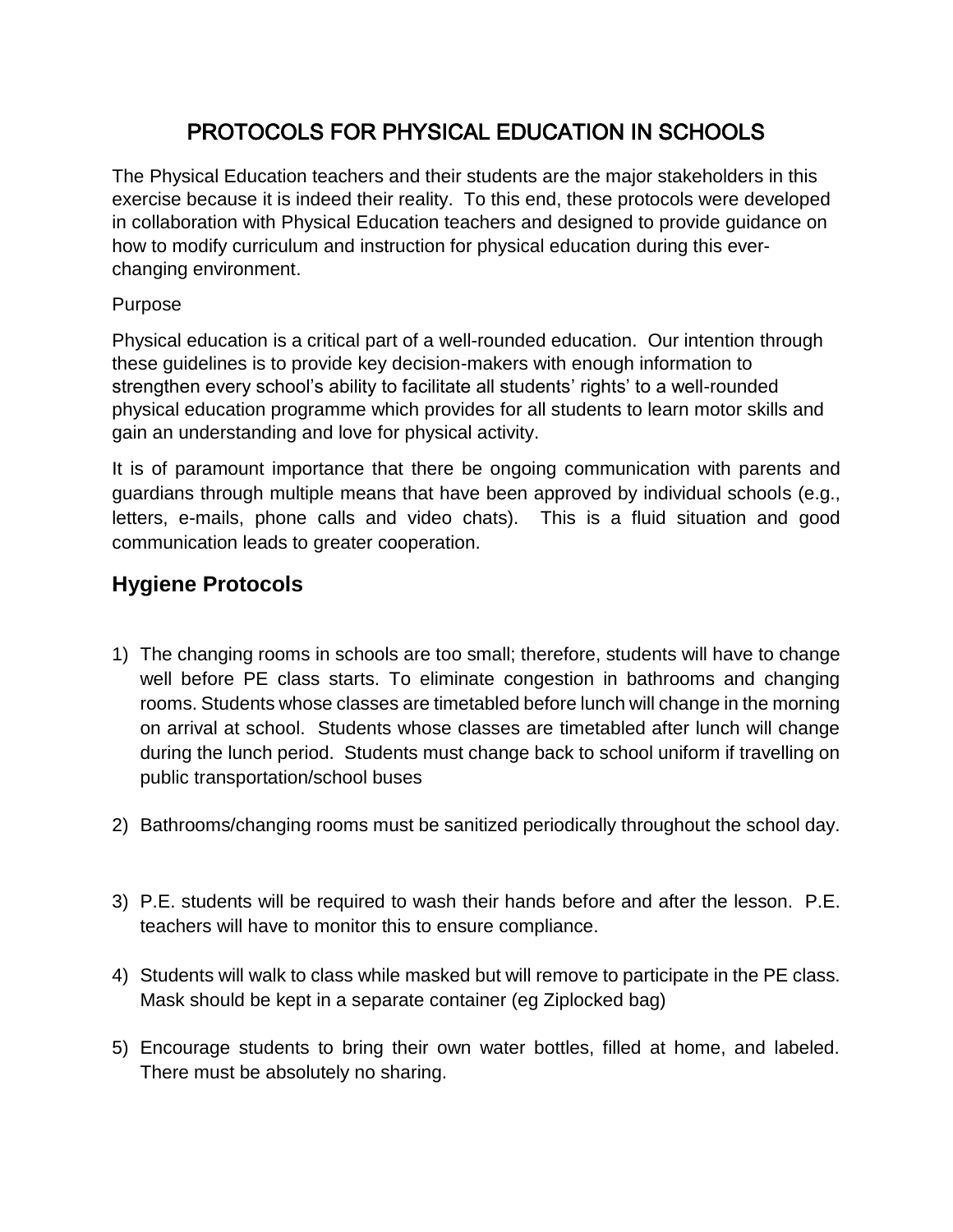# PROTOCOLS FOR PHYSICAL EDUCATION IN SCHOOLS

The Physical Education teachers and their students are the major stakeholders in this exercise because it is indeed their reality. To this end, these protocols were developed in collaboration with Physical Education teachers and designed to provide guidance on how to modify curriculum and instruction for physical education during this ever-changing environment.

Purpose

Physical education is a critical part of a well-rounded education. Our intention through these guidelines is to provide key decision-makers with enough information to strengthen every school's ability to facilitate all students' rights' to a well-rounded physical education programme which provides for all students to learn motor skills and gain an understanding and love for physical activity.

It is of paramount importance that there be ongoing communication with parents and guardians through multiple means that have been approved by individual schools (e.g., letters, e-mails, phone calls and video chats). This is a fluid situation and good communication leads to greater cooperation.

## Hygiene Protocols

1) The changing rooms in schools are too small; therefore, students will have to change well before PE class starts. To eliminate congestion in bathrooms and changing rooms. Students whose classes are timetabled before lunch will change in the morning on arrival at school. Students whose classes are timetabled after lunch will change during the lunch period. Students must change back to school uniform if travelling on public transportation/school buses

2) Bathrooms/changing rooms must be sanitized periodically throughout the school day.

3) P.E. students will be required to wash their hands before and after the lesson. P.E. teachers will have to monitor this to ensure compliance.

4) Students will walk to class while masked but will remove to participate in the PE class. Mask should be kept in a separate container (eg Ziplocked bag)

5) Encourage students to bring their own water bottles, filled at home, and labeled. There must be absolutely no sharing.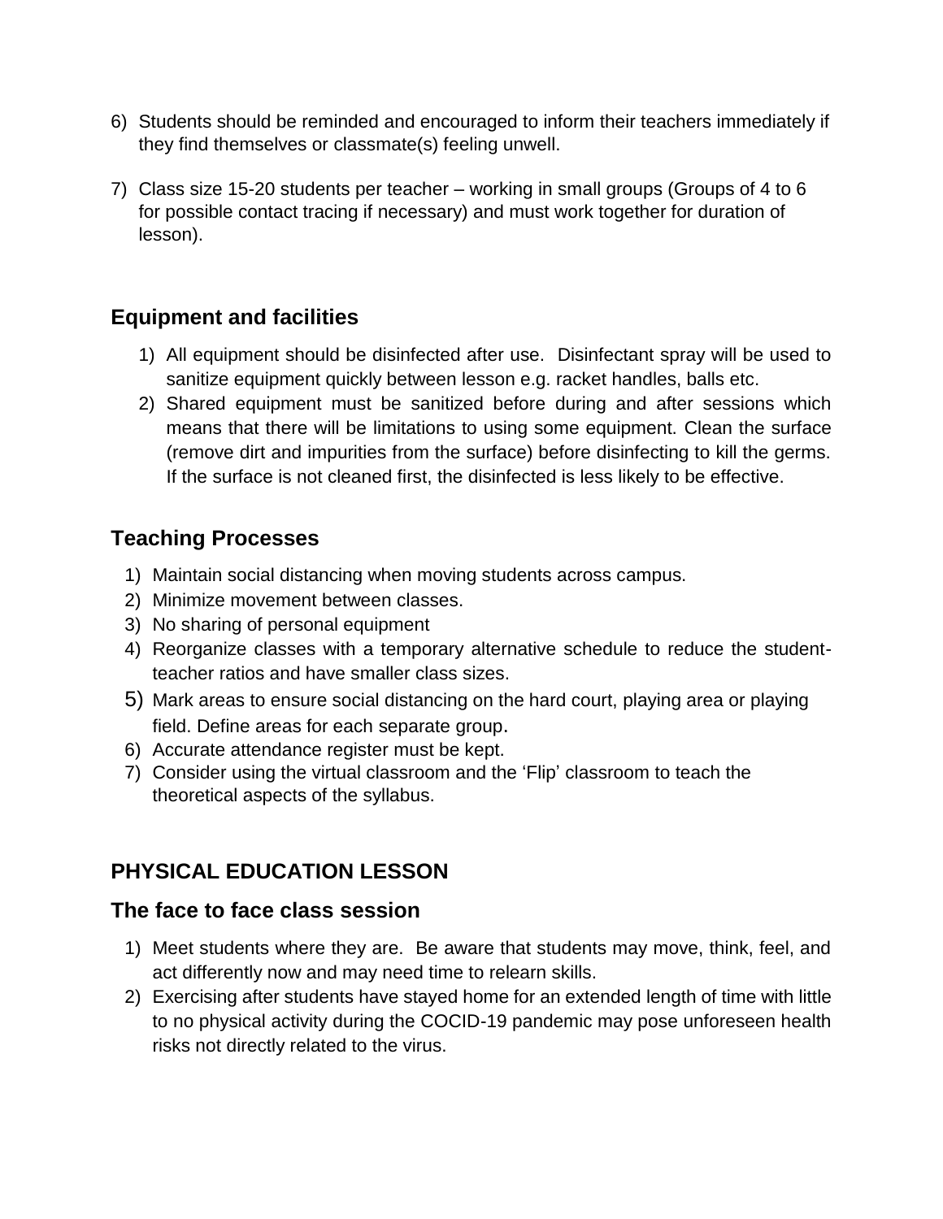6) Students should be reminded and encouraged to inform their teachers immediately if they find themselves or classmate(s) feeling unwell.

7) Class size 15-20 students per teacher – working in small groups (Groups of 4 to 6 for possible contact tracing if necessary) and must work together for duration of lesson).

## Equipment and facilities

1) All equipment should be disinfected after use. Disinfectant spray will be used to sanitize equipment quickly between lesson e.g. racket handles, balls etc.
2) Shared equipment must be sanitized before during and after sessions which means that there will be limitations to using some equipment. Clean the surface (remove dirt and impurities from the surface) before disinfecting to kill the germs. If the surface is not cleaned first, the disinfected is less likely to be effective.

## Teaching Processes

1) Maintain social distancing when moving students across campus.
2) Minimize movement between classes.
3) No sharing of personal equipment
4) Reorganize classes with a temporary alternative schedule to reduce the student-teacher ratios and have smaller class sizes.
5) Mark areas to ensure social distancing on the hard court, playing area or playing field. Define areas for each separate group.
6) Accurate attendance register must be kept.
7) Consider using the virtual classroom and the 'Flip' classroom to teach the theoretical aspects of the syllabus.

## PHYSICAL EDUCATION LESSON

## The face to face class session

1) Meet students where they are. Be aware that students may move, think, feel, and act differently now and may need time to relearn skills.
2) Exercising after students have stayed home for an extended length of time with little to no physical activity during the COCID-19 pandemic may pose unforeseen health risks not directly related to the virus.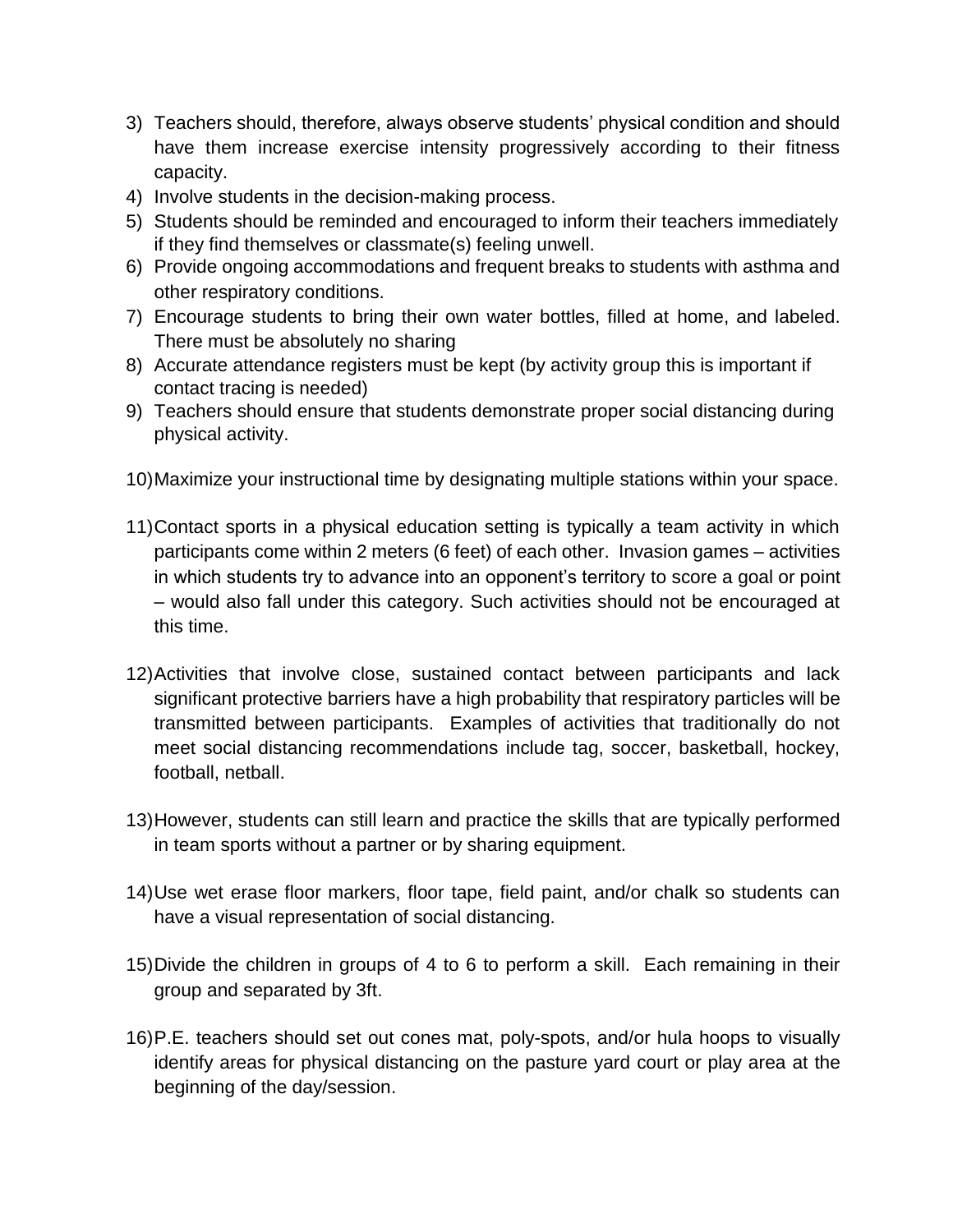3) Teachers should, therefore, always observe students' physical condition and should have them increase exercise intensity progressively according to their fitness capacity.
4) Involve students in the decision-making process.
5) Students should be reminded and encouraged to inform their teachers immediately if they find themselves or classmate(s) feeling unwell.
6) Provide ongoing accommodations and frequent breaks to students with asthma and other respiratory conditions.
7) Encourage students to bring their own water bottles, filled at home, and labeled. There must be absolutely no sharing
8) Accurate attendance registers must be kept (by activity group this is important if contact tracing is needed)
9) Teachers should ensure that students demonstrate proper social distancing during physical activity.
10) Maximize your instructional time by designating multiple stations within your space.
11) Contact sports in a physical education setting is typically a team activity in which participants come within 2 meters (6 feet) of each other. Invasion games – activities in which students try to advance into an opponent's territory to score a goal or point – would also fall under this category. Such activities should not be encouraged at this time.
12) Activities that involve close, sustained contact between participants and lack significant protective barriers have a high probability that respiratory particles will be transmitted between participants. Examples of activities that traditionally do not meet social distancing recommendations include tag, soccer, basketball, hockey, football, netball.
13) However, students can still learn and practice the skills that are typically performed in team sports without a partner or by sharing equipment.
14) Use wet erase floor markers, floor tape, field paint, and/or chalk so students can have a visual representation of social distancing.
15) Divide the children in groups of 4 to 6 to perform a skill. Each remaining in their group and separated by 3ft.
16) P.E. teachers should set out cones mat, poly-spots, and/or hula hoops to visually identify areas for physical distancing on the pasture yard court or play area at the beginning of the day/session.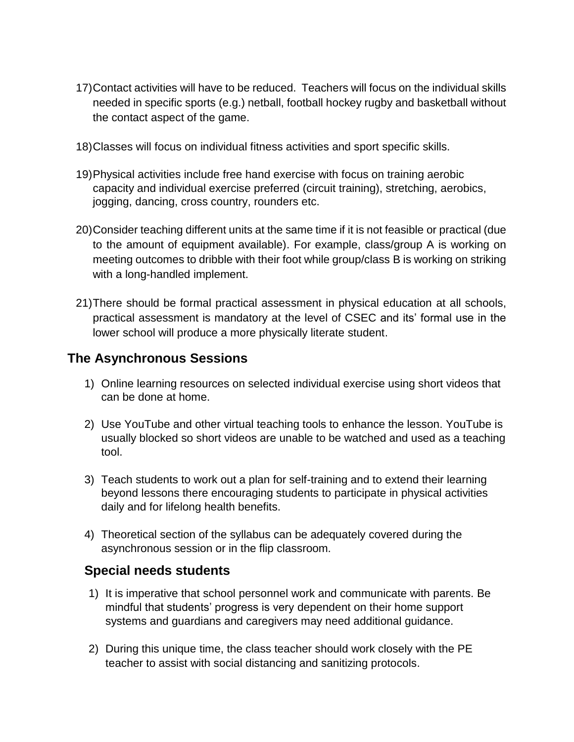17) Contact activities will have to be reduced. Teachers will focus on the individual skills needed in specific sports (e.g.) netball, football hockey rugby and basketball without the contact aspect of the game.

18) Classes will focus on individual fitness activities and sport specific skills.

19) Physical activities include free hand exercise with focus on training aerobic capacity and individual exercise preferred (circuit training), stretching, aerobics, jogging, dancing, cross country, rounders etc.

20) Consider teaching different units at the same time if it is not feasible or practical (due to the amount of equipment available). For example, class/group A is working on meeting outcomes to dribble with their foot while group/class B is working on striking with a long-handled implement.

21) There should be formal practical assessment in physical education at all schools, practical assessment is mandatory at the level of CSEC and its' formal use in the lower school will produce a more physically literate student.

## The Asynchronous Sessions

1) Online learning resources on selected individual exercise using short videos that can be done at home.

2) Use YouTube and other virtual teaching tools to enhance the lesson. YouTube is usually blocked so short videos are unable to be watched and used as a teaching tool.

3) Teach students to work out a plan for self-training and to extend their learning beyond lessons there encouraging students to participate in physical activities daily and for lifelong health benefits.

4) Theoretical section of the syllabus can be adequately covered during the asynchronous session or in the flip classroom.

## Special needs students

1) It is imperative that school personnel work and communicate with parents. Be mindful that students' progress is very dependent on their home support systems and guardians and caregivers may need additional guidance.

2) During this unique time, the class teacher should work closely with the PE teacher to assist with social distancing and sanitizing protocols.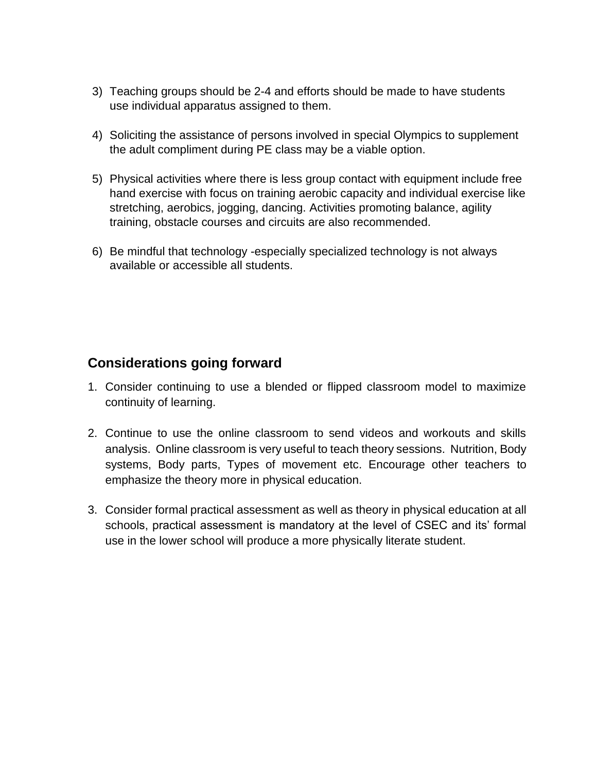3) Teaching groups should be 2-4 and efforts should be made to have students use individual apparatus assigned to them.

4) Soliciting the assistance of persons involved in special Olympics to supplement the adult compliment during PE class may be a viable option.

5) Physical activities where there is less group contact with equipment include free hand exercise with focus on training aerobic capacity and individual exercise like stretching, aerobics, jogging, dancing. Activities promoting balance, agility training, obstacle courses and circuits are also recommended.

6) Be mindful that technology -especially specialized technology is not always available or accessible all students.

## Considerations going forward

1. Consider continuing to use a blended or flipped classroom model to maximize continuity of learning.

2. Continue to use the online classroom to send videos and workouts and skills analysis. Online classroom is very useful to teach theory sessions. Nutrition, Body systems, Body parts, Types of movement etc. Encourage other teachers to emphasize the theory more in physical education.

3. Consider formal practical assessment as well as theory in physical education at all schools, practical assessment is mandatory at the level of CSEC and its' formal use in the lower school will produce a more physically literate student.